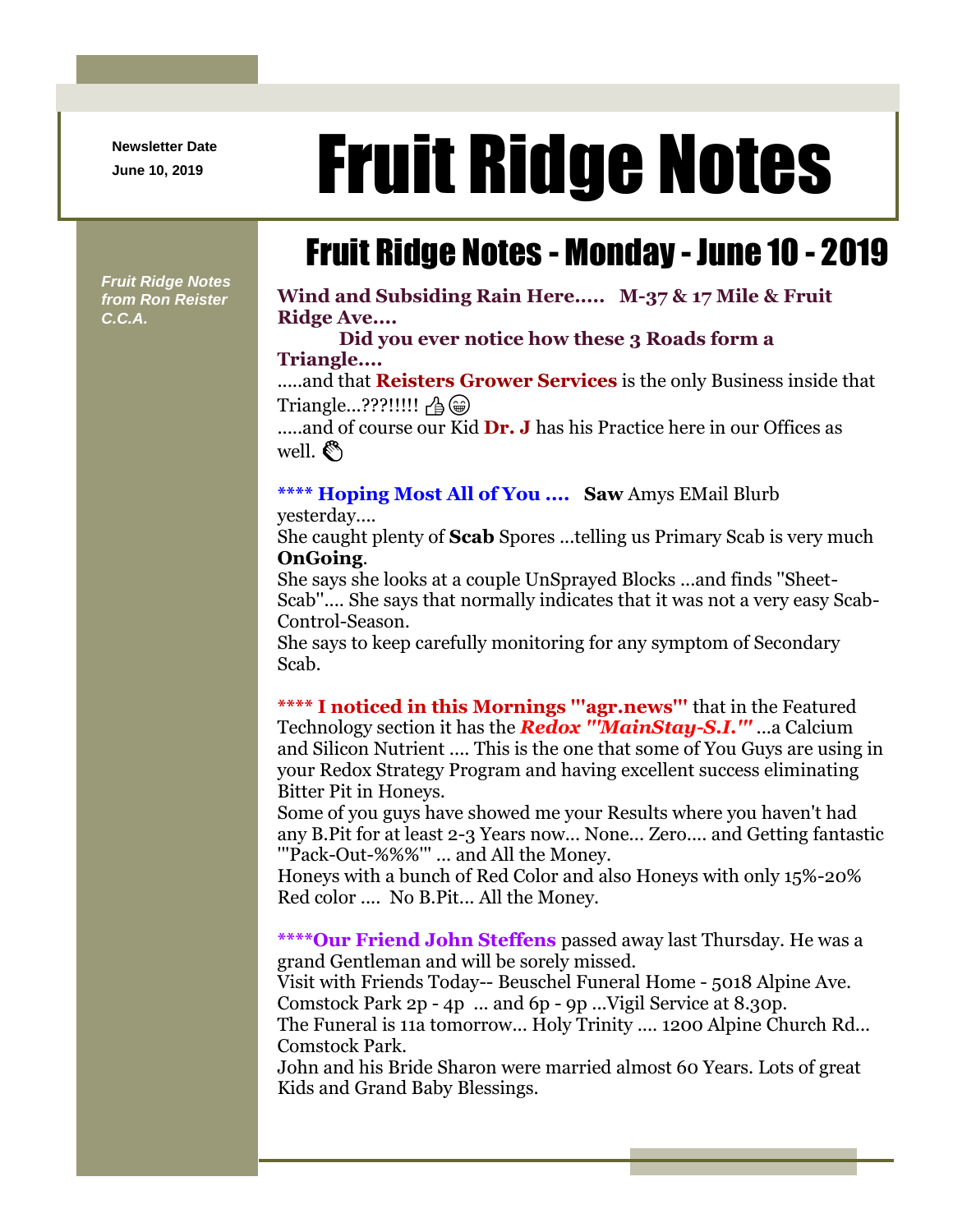Newsletter Date
June 10, 2019

# Fruit Ridge Notes

*Fruit Ridge Notes from Ron Reister C.C.A.*

## Fruit Ridge Notes - Monday - June 10 - 2019

**Wind and Subsiding Rain Here..... M-37 & 17 Mile & Fruit Ridge Ave....**

**Did you ever notice how these 3 Roads form a Triangle....**

.....and that **Reisters Grower Services** is the only Business inside that Triangle...???!!!!! 👍😁

.....and of course our Kid **Dr. J** has his Practice here in our Offices as well. 👏

**\*\*\*\* Hoping Most All of You .... Saw** Amys EMail Blurb yesterday....

She caught plenty of **Scab** Spores ...telling us Primary Scab is very much **OnGoing**.

She says she looks at a couple UnSprayed Blocks ...and finds "Sheet-Scab".... She says that normally indicates that it was not a very easy Scab-Control-Season.

She says to keep carefully monitoring for any symptom of Secondary Scab.

**\*\*\*\* I noticed in this Mornings '"agr.news"'** that in the Featured Technology section it has the ***Redox "'MainStay-S.I.'"*** ...a Calcium and Silicon Nutrient .... This is the one that some of You Guys are using in your Redox Strategy Program and having excellent success eliminating Bitter Pit in Honeys.

Some of you guys have showed me your Results where you haven't had any B.Pit for at least 2-3 Years now... None... Zero.... and Getting fantastic '"Pack-Out-%%%'" ... and All the Money.

Honeys with a bunch of Red Color and also Honeys with only 15%-20% Red color .... No B.Pit... All the Money.

**\*\*\*\*Our Friend John Steffens** passed away last Thursday. He was a grand Gentleman and will be sorely missed.

Visit with Friends Today-- Beuschel Funeral Home - 5018 Alpine Ave. Comstock Park 2p - 4p ... and 6p - 9p ...Vigil Service at 8.30p.

The Funeral is 11a tomorrow... Holy Trinity .... 1200 Alpine Church Rd... Comstock Park.

John and his Bride Sharon were married almost 60 Years. Lots of great Kids and Grand Baby Blessings.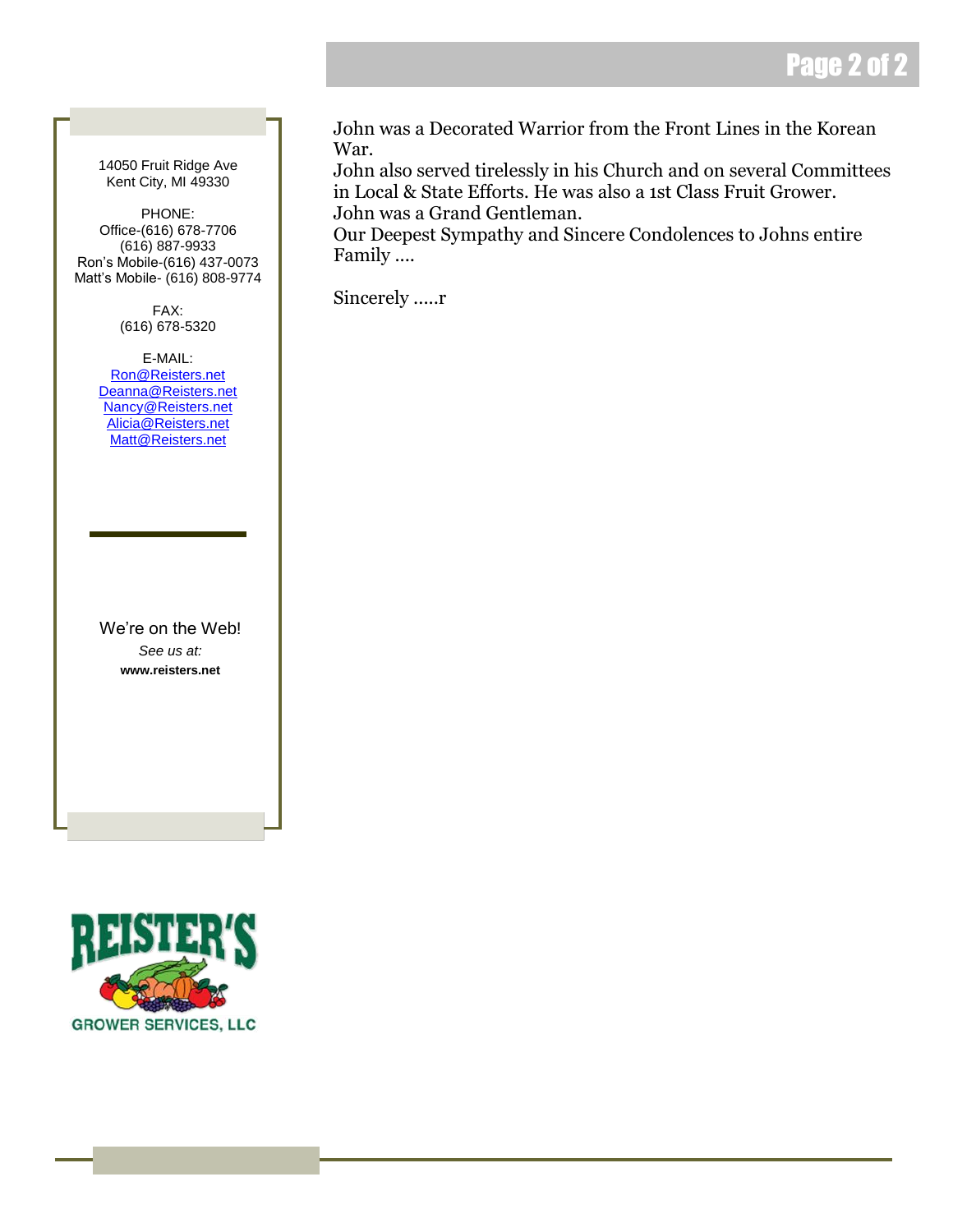John was a Decorated Warrior from the Front Lines in the Korean War.
John also served tirelessly in his Church and on several Committees in Local & State Efforts. He was also a 1st Class Fruit Grower.
John was a Grand Gentleman.
Our Deepest Sympathy and Sincere Condolences to Johns entire Family ....

Sincerely .....r

14050 Fruit Ridge Ave
Kent City, MI 49330

PHONE:
Office-(616) 678-7706
(616) 887-9933
Ron's Mobile-(616) 437-0073
Matt's Mobile- (616) 808-9774

FAX:
(616) 678-5320

E-MAIL:
Ron@Reisters.net
Deanna@Reisters.net
Nancy@Reisters.net
Alicia@Reisters.net
Matt@Reisters.net

We're on the Web!
*See us at:*
**www.reisters.net**

REISTER'S
GROWER SERVICES, LLC